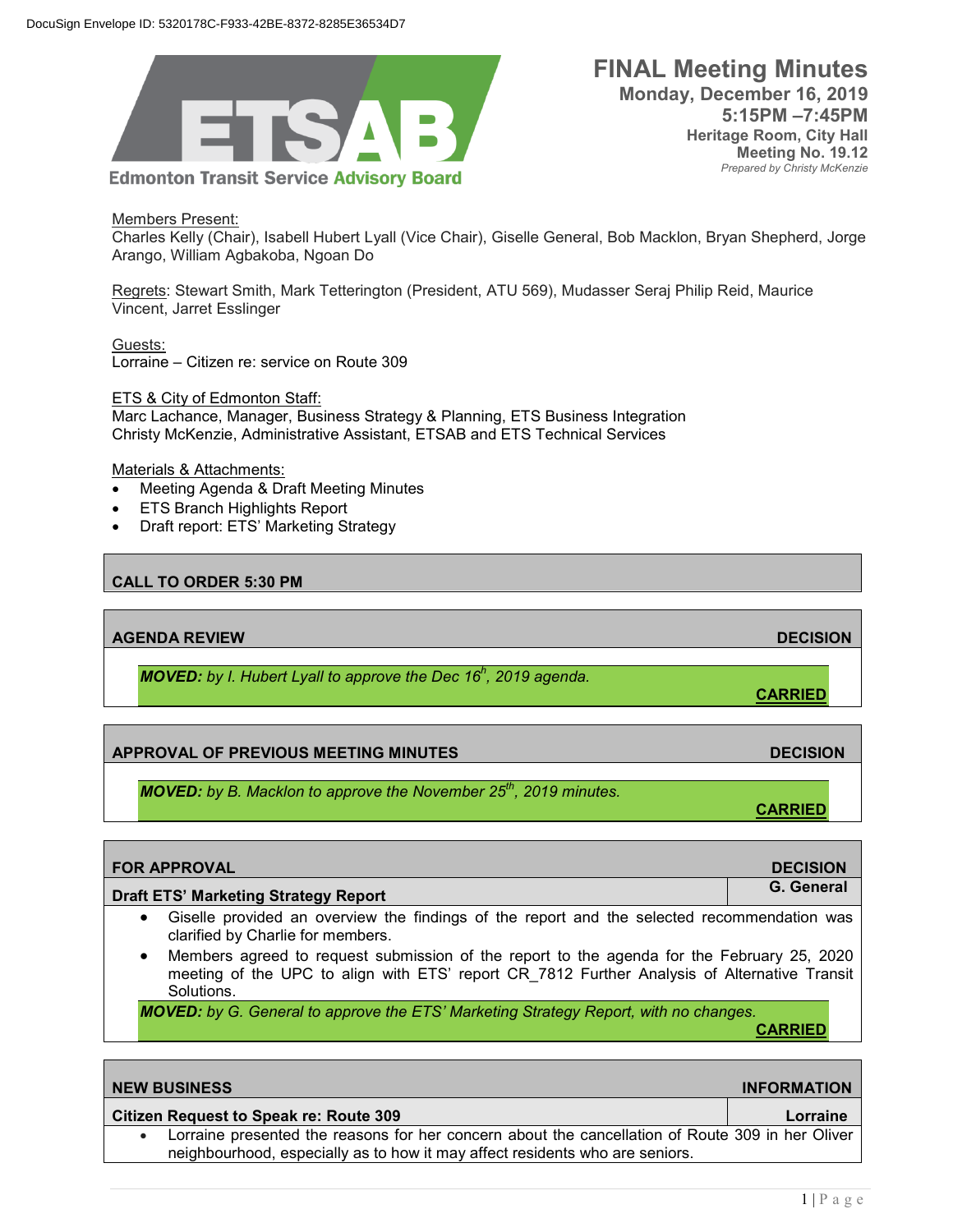DocuSign Envelope ID: 5320178C-F933-42BE-8372-8285E36534D7

**Edmonton Transit Service Advisory Board**

# FINAL Meeting Minutes

**Monday, December 16, 2019**
**5:15PM –7:45PM**
**Heritage Room, City Hall**
**Meeting No. 19.12**
*Prepared by Christy McKenzie*

Members Present:
Charles Kelly (Chair), Isabell Hubert Lyall (Vice Chair), Giselle General, Bob Macklon, Bryan Shepherd, Jorge Arango, William Agbakoba, Ngoan Do

Regrets: Stewart Smith, Mark Tetterington (President, ATU 569), Mudasser Seraj Philip Reid, Maurice Vincent, Jarret Esslinger

Guests:
Lorraine – Citizen re: service on Route 309

ETS & City of Edmonton Staff:
Marc Lachance, Manager, Business Strategy & Planning, ETS Business Integration
Christy McKenzie, Administrative Assistant, ETSAB and ETS Technical Services

Materials & Attachments:
- Meeting Agenda & Draft Meeting Minutes
- ETS Branch Highlights Report
- Draft report: ETS' Marketing Strategy

## CALL TO ORDER 5:30 PM

## AGENDA REVIEW — DECISION

***MOVED:** by I. Hubert Lyall to approve the Dec 16h, 2019 agenda.*
**CARRIED**

## APPROVAL OF PREVIOUS MEETING MINUTES — DECISION

***MOVED:** by B. Macklon to approve the November 25th, 2019 minutes.*
**CARRIED**

## FOR APPROVAL — DECISION

**Draft ETS' Marketing Strategy Report** — **G. General**

- Giselle provided an overview the findings of the report and the selected recommendation was clarified by Charlie for members.
- Members agreed to request submission of the report to the agenda for the February 25, 2020 meeting of the UPC to align with ETS' report CR_7812 Further Analysis of Alternative Transit Solutions.

***MOVED:** by G. General to approve the ETS' Marketing Strategy Report, with no changes.*
**CARRIED**

## NEW BUSINESS — INFORMATION

**Citizen Request to Speak re: Route 309** — **Lorraine**

- Lorraine presented the reasons for her concern about the cancellation of Route 309 in her Oliver neighbourhood, especially as to how it may affect residents who are seniors.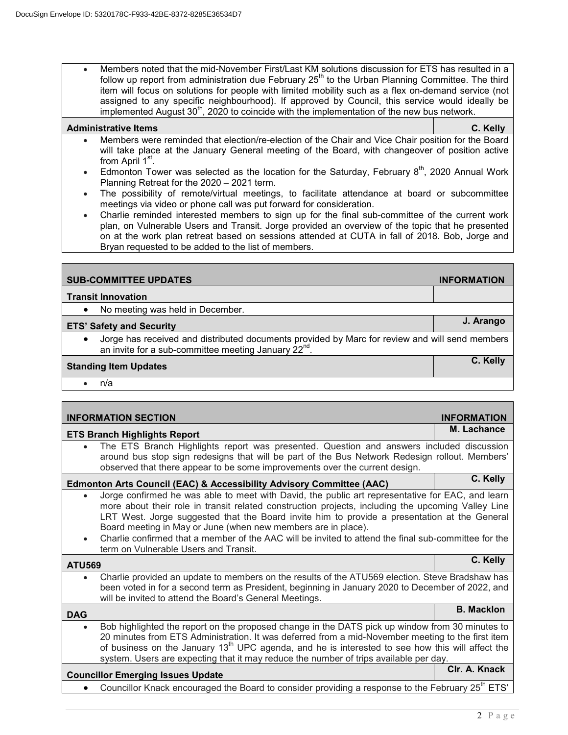- Members noted that the mid-November First/Last KM solutions discussion for ETS has resulted in a follow up report from administration due February 25th to the Urban Planning Committee. The third item will focus on solutions for people with limited mobility such as a flex on-demand service (not assigned to any specific neighbourhood). If approved by Council, this service would ideally be implemented August 30th, 2020 to coincide with the implementation of the new bus network.

| **Administrative Items** | **C. Kelly** |
|---|---|

- Members were reminded that election/re-election of the Chair and Vice Chair position for the Board will take place at the January General meeting of the Board, with changeover of position active from April 1st.
- Edmonton Tower was selected as the location for the Saturday, February 8th, 2020 Annual Work Planning Retreat for the 2020 – 2021 term.
- The possibility of remote/virtual meetings, to facilitate attendance at board or subcommittee meetings via video or phone call was put forward for consideration.
- Charlie reminded interested members to sign up for the final sub-committee of the current work plan, on Vulnerable Users and Transit. Jorge provided an overview of the topic that he presented on at the work plan retreat based on sessions attended at CUTA in fall of 2018. Bob, Jorge and Bryan requested to be added to the list of members.

| **SUB-COMMITTEE UPDATES** | **INFORMATION** |
|---|---|

**Transit Innovation**

- No meeting was held in December.

| **ETS' Safety and Security** | **J. Arango** |
|---|---|

- Jorge has received and distributed documents provided by Marc for review and will send members an invite for a sub-committee meeting January 22nd.

| **Standing Item Updates** | **C. Kelly** |
|---|---|

- n/a

| **INFORMATION SECTION** | **INFORMATION** |
|---|---|

| **ETS Branch Highlights Report** | **M. Lachance** |
|---|---|

- The ETS Branch Highlights report was presented. Question and answers included discussion around bus stop sign redesigns that will be part of the Bus Network Redesign rollout. Members' observed that there appear to be some improvements over the current design.

| **Edmonton Arts Council (EAC) & Accessibility Advisory Committee (AAC)** | **C. Kelly** |
|---|---|

- Jorge confirmed he was able to meet with David, the public art representative for EAC, and learn more about their role in transit related construction projects, including the upcoming Valley Line LRT West. Jorge suggested that the Board invite him to provide a presentation at the General Board meeting in May or June (when new members are in place).
- Charlie confirmed that a member of the AAC will be invited to attend the final sub-committee for the term on Vulnerable Users and Transit.

| **ATU569** | **C. Kelly** |
|---|---|

- Charlie provided an update to members on the results of the ATU569 election. Steve Bradshaw has been voted in for a second term as President, beginning in January 2020 to December of 2022, and will be invited to attend the Board's General Meetings.

| **DAG** | **B. Macklon** |
|---|---|

- Bob highlighted the report on the proposed change in the DATS pick up window from 30 minutes to 20 minutes from ETS Administration. It was deferred from a mid-November meeting to the first item of business on the January 13th UPC agenda, and he is interested to see how this will affect the system. Users are expecting that it may reduce the number of trips available per day.

| **Councillor Emerging Issues Update** | **Clr. A. Knack** |
|---|---|

- Councillor Knack encouraged the Board to consider providing a response to the February 25th ETS'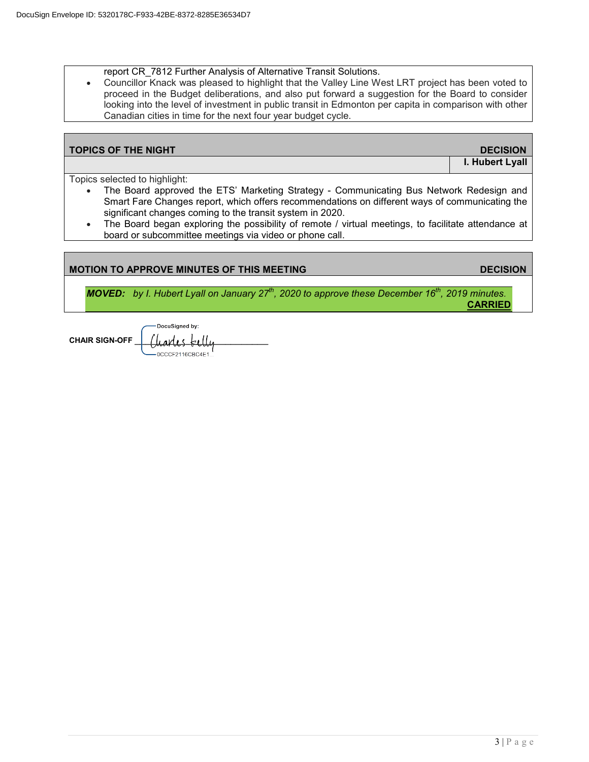report CR_7812 Further Analysis of Alternative Transit Solutions.

- Councillor Knack was pleased to highlight that the Valley Line West LRT project has been voted to proceed in the Budget deliberations, and also put forward a suggestion for the Board to consider looking into the level of investment in public transit in Edmonton per capita in comparison with other Canadian cities in time for the next four year budget cycle.

| TOPICS OF THE NIGHT | DECISION |
|---|---|
| | I. Hubert Lyall |

Topics selected to highlight:

- The Board approved the ETS' Marketing Strategy - Communicating Bus Network Redesign and Smart Fare Changes report, which offers recommendations on different ways of communicating the significant changes coming to the transit system in 2020.
- The Board began exploring the possibility of remote / virtual meetings, to facilitate attendance at board or subcommittee meetings via video or phone call.

| MOTION TO APPROVE MINUTES OF THIS MEETING | DECISION |
|---|---|

***MOVED:** by I. Hubert Lyall on January 27th, 2020 to approve these December 16th, 2019 minutes.*
**CARRIED**

**CHAIR SIGN-OFF** DocuSigned by: Charles Kelly
0CCCF2116CBC4E1...